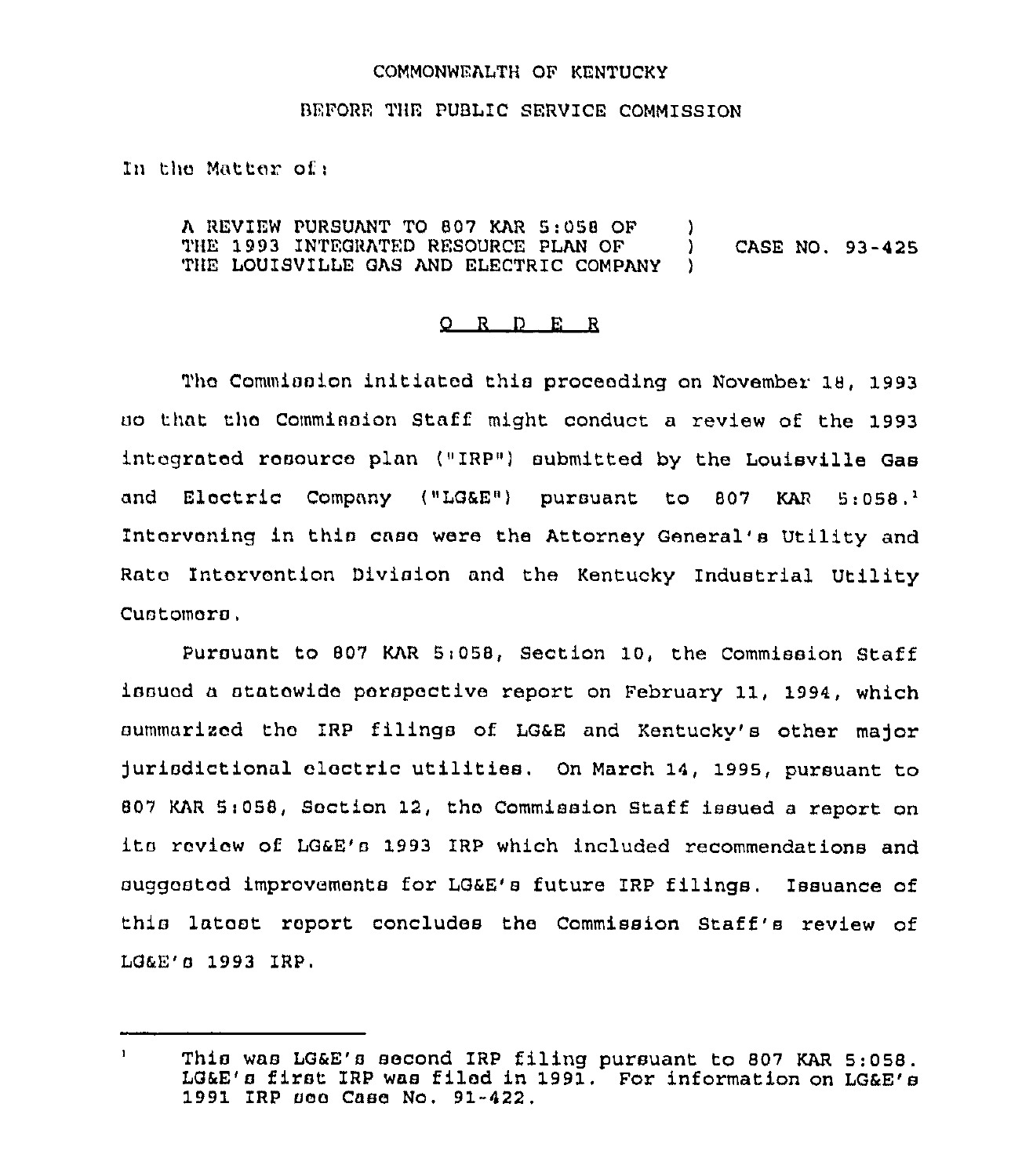COMMONWEALTH OF KENTUCKY

BEFORE THE PUBLIC SERVICE COMMISSION

In the Matter of:

| | | |
|---|---|---|
| A REVIEW PURSUANT TO 807 KAR 5:058 OF THE 1993 INTEGRATED RESOURCE PLAN OF THE LOUISVILLE GAS AND ELECTRIC COMPANY | ) ) ) | CASE NO. 93-425 |

# O R D E R

The Commission initiated this proceeding on November 18, 1993 so that the Commission Staff might conduct a review of the 1993 integrated resource plan ("IRP") submitted by the Louisville Gas and Electric Company ("LG&E") pursuant to 807 KAR 5:058.[1] Intervening in this case were the Attorney General's Utility and Rate Intervention Division and the Kentucky Industrial Utility Customers.

Pursuant to 807 KAR 5:058, Section 10, the Commission Staff issued a statewide perspective report on February 11, 1994, which summarized the IRP filings of LG&E and Kentucky's other major jurisdictional electric utilities. On March 14, 1995, pursuant to 807 KAR 5:058, Section 12, the Commission Staff issued a report on its review of LG&E's 1993 IRP which included recommendations and suggested improvements for LG&E's future IRP filings. Issuance of this latest report concludes the Commission Staff's review of LG&E's 1993 IRP.

---

[1] This was LG&E's second IRP filing pursuant to 807 KAR 5:058. LG&E's first IRP was filed in 1991. For information on LG&E's 1991 IRP see Case No. 91-422.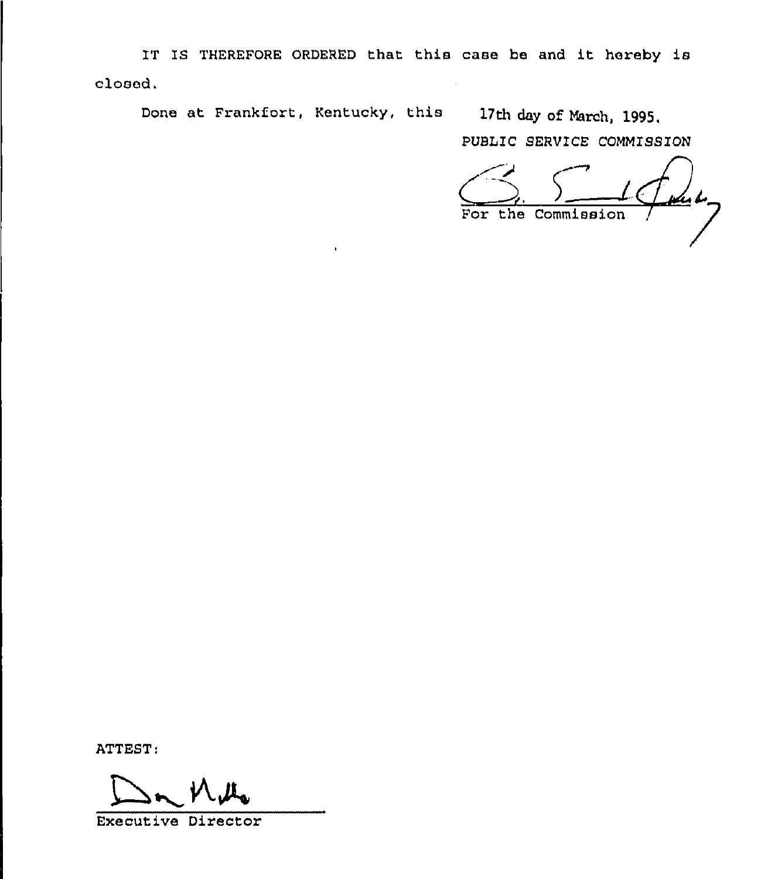IT IS THEREFORE ORDERED that this case be and it hereby is closed.

Done at Frankfort, Kentucky, this 17th day of March, 1995.

PUBLIC SERVICE COMMISSION

For the Commission

ATTEST:

Executive Director